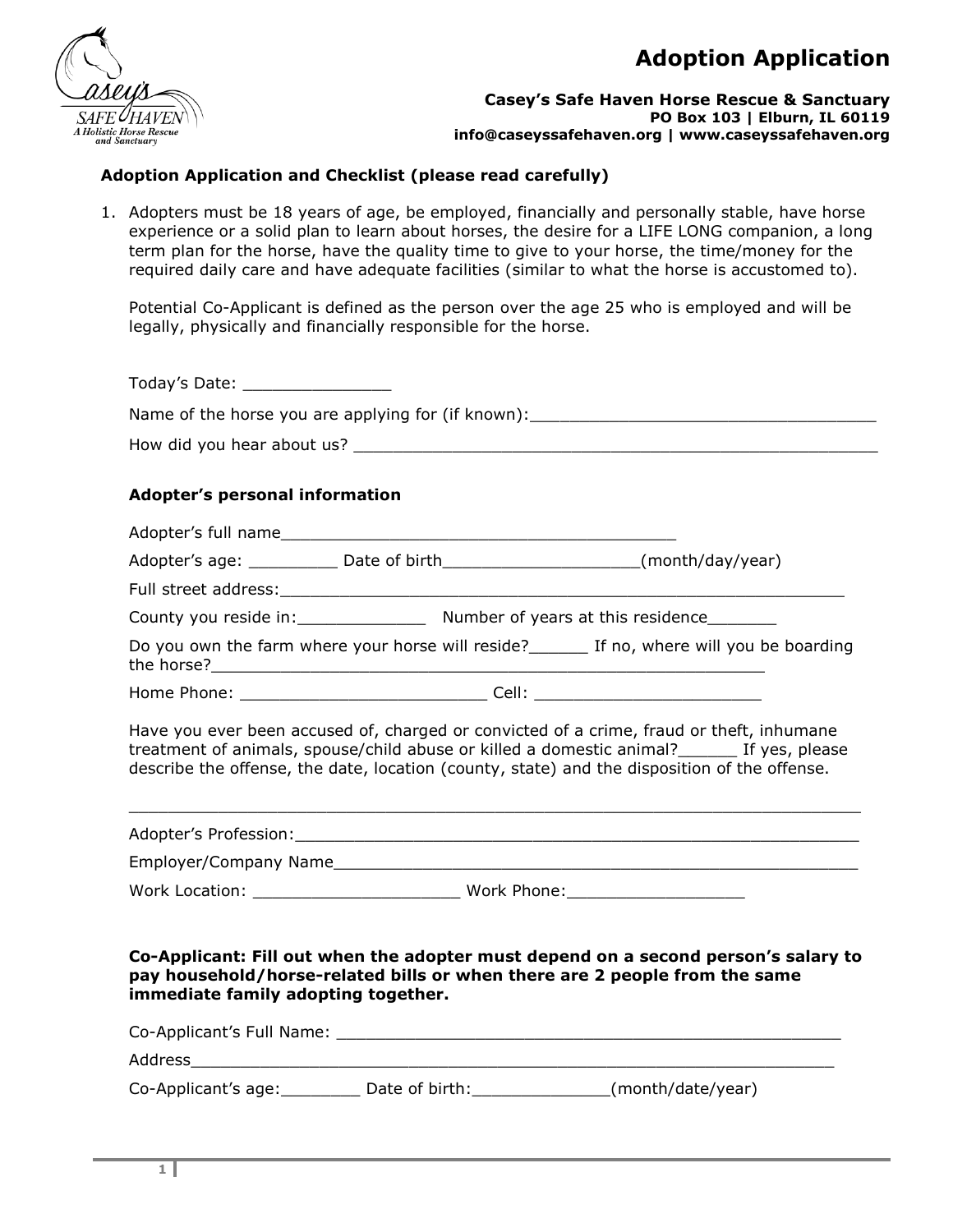# Adoption Application

**Casey's Safe Haven Horse Rescue & Sanctuary**
**PO Box 103 | Elburn, IL 60119**
**info@caseyssafehaven.org | www.caseyssafehaven.org**

### Adoption Application and Checklist (please read carefully)

1. Adopters must be 18 years of age, be employed, financially and personally stable, have horse experience or a solid plan to learn about horses, the desire for a LIFE LONG companion, a long term plan for the horse, have the quality time to give to your horse, the time/money for the required daily care and have adequate facilities (similar to what the horse is accustomed to).

   Potential Co-Applicant is defined as the person over the age 25 who is employed and will be legally, physically and financially responsible for the horse.

   Today's Date: _______________

   Name of the horse you are applying for (if known):___________________________________

   How did you hear about us? ________________________________________________________

   **Adopter's personal information**

   Adopter's full name__________________________________________

   Adopter's age: _________ Date of birth____________________(month/day/year)

   Full street address:____________________________________________________________

   County you reside in:_____________ Number of years at this residence_______

   Do you own the farm where your horse will reside?______ If no, where will you be boarding the horse?__________________________________________________________

   Home Phone: ________________________ Cell: ______________________

   Have you ever been accused of, charged or convicted of a crime, fraud or theft, inhumane treatment of animals, spouse/child abuse or killed a domestic animal?______ If yes, please describe the offense, the date, location (county, state) and the disposition of the offense.

   ___________________________________________________________________________

   Adopter's Profession:___________________________________________________________

   Employer/Company Name_________________________________________________________

   Work Location: _____________________ Work Phone:__________________

   **Co-Applicant: Fill out when the adopter must depend on a second person's salary to pay household/horse-related bills or when there are 2 people from the same immediate family adopting together.**

   Co-Applicant's Full Name: ____________________________________________________

   Address_________________________________________________________________

   Co-Applicant's age:________ Date of birth:_____________(month/date/year)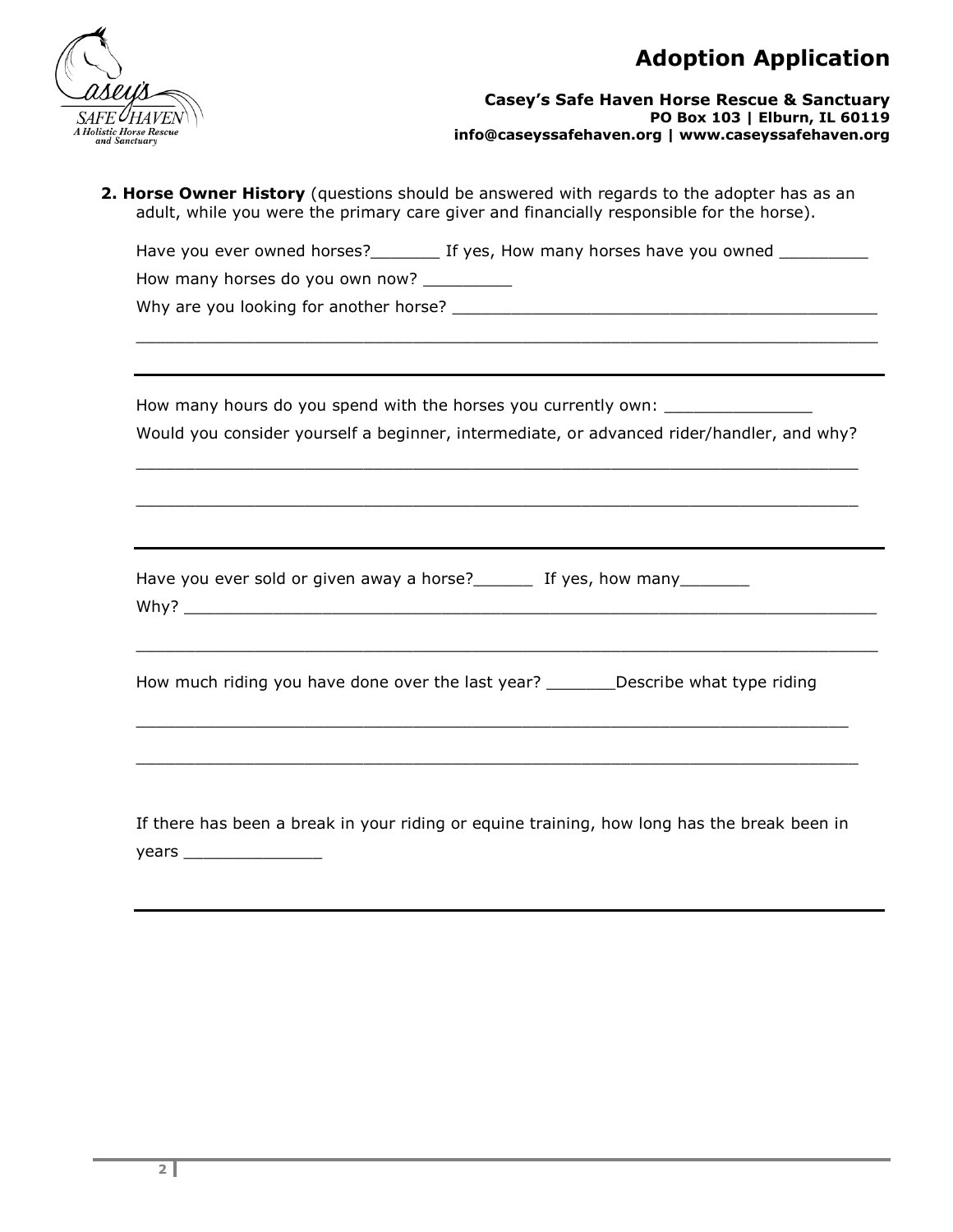# Adoption Application

**Casey's Safe Haven Horse Rescue & Sanctuary**
**PO Box 103 | Elburn, IL 60119**
**info@caseyssafehaven.org | www.caseyssafehaven.org**

**2. Horse Owner History** (questions should be answered with regards to the adopter has as an adult, while you were the primary care giver and financially responsible for the horse).

Have you ever owned horses?_______ If yes, How many horses have you owned _________

How many horses do you own now? _________

Why are you looking for another horse? ____________________________________________

___________________________________________________________________________

---

How many hours do you spend with the horses you currently own: _______________

Would you consider yourself a beginner, intermediate, or advanced rider/handler, and why?

___________________________________________________________________________

___________________________________________________________________________

---

Have you ever sold or given away a horse?______ If yes, how many_______

Why? ______________________________________________________________________

___________________________________________________________________________

How much riding you have done over the last year? _______Describe what type riding

___________________________________________________________________________

___________________________________________________________________________

If there has been a break in your riding or equine training, how long has the break been in years ______________

---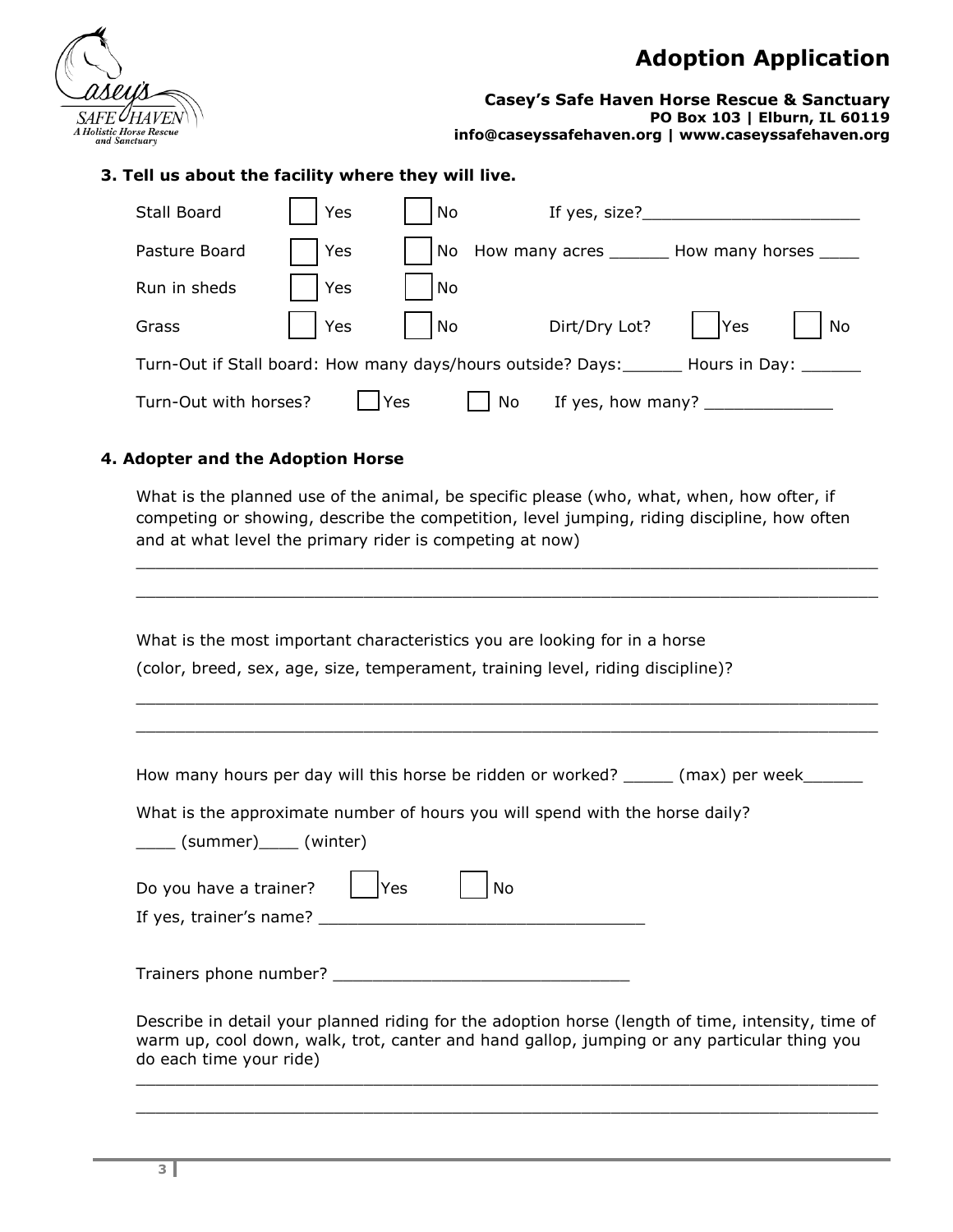# Adoption Application

**Casey's Safe Haven Horse Rescue & Sanctuary**
**PO Box 103 | Elburn, IL 60119**
**info@caseyssafehaven.org | www.caseyssafehaven.org**

### 3. Tell us about the facility where they will live.

Stall Board ☐ Yes ☐ No If yes, size?______________________

Pasture Board ☐ Yes ☐ No How many acres ______ How many horses ____

Run in sheds ☐ Yes ☐ No

Grass ☐ Yes ☐ No Dirt/Dry Lot? ☐ Yes ☐ No

Turn-Out if Stall board: How many days/hours outside? Days:______ Hours in Day: ______

Turn-Out with horses? ☐ Yes ☐ No If yes, how many? _____________

### 4. Adopter and the Adoption Horse

What is the planned use of the animal, be specific please (who, what, when, how ofter, if competing or showing, describe the competition, level jumping, riding discipline, how often and at what level the primary rider is competing at now)

____________________________________________________________________________

____________________________________________________________________________

What is the most important characteristics you are looking for in a horse

(color, breed, sex, age, size, temperament, training level, riding discipline)?

____________________________________________________________________________

____________________________________________________________________________

How many hours per day will this horse be ridden or worked? _____ (max) per week______

What is the approximate number of hours you will spend with the horse daily?

____ (summer)____ (winter)

Do you have a trainer? ☐ Yes ☐ No

If yes, trainer's name? ________________________________

Trainers phone number? ______________________________

Describe in detail your planned riding for the adoption horse (length of time, intensity, time of warm up, cool down, walk, trot, canter and hand gallop, jumping or any particular thing you do each time your ride)

____________________________________________________________________________

____________________________________________________________________________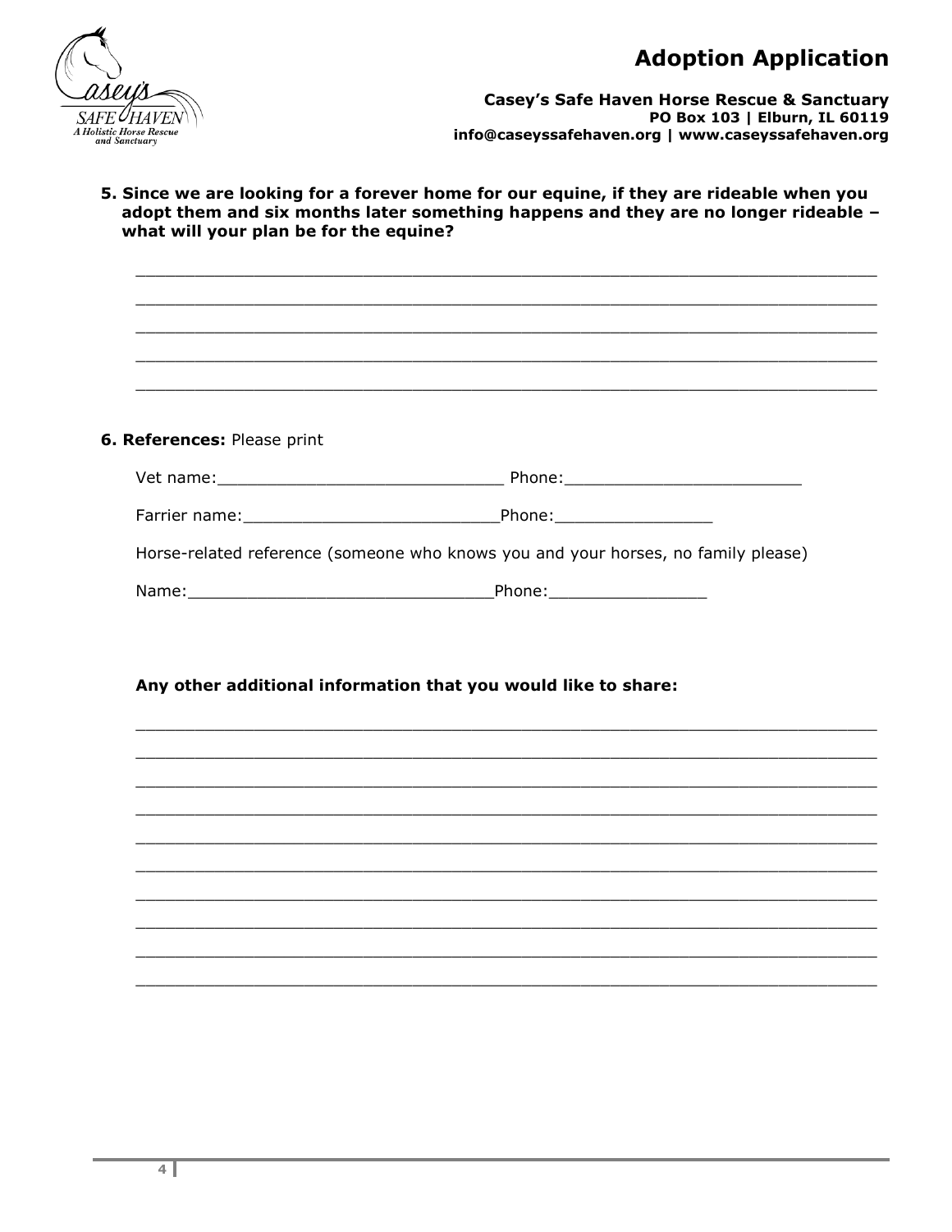**5. Since we are looking for a forever home for our equine, if they are rideable when you adopt them and six months later something happens and they are no longer rideable – what will your plan be for the equine?**

_______________________________________________________________________

_______________________________________________________________________

_______________________________________________________________________

_______________________________________________________________________

_______________________________________________________________________

**6. References:** Please print

Vet name:_____________________________ Phone:________________________

Farrier name:__________________________Phone:________________

Horse-related reference (someone who knows you and your horses, no family please)

Name:______________________________Phone:________________

**Any other additional information that you would like to share:**

_______________________________________________________________________

_______________________________________________________________________

_______________________________________________________________________

_______________________________________________________________________

_______________________________________________________________________

_______________________________________________________________________

_______________________________________________________________________

_______________________________________________________________________

_______________________________________________________________________

_______________________________________________________________________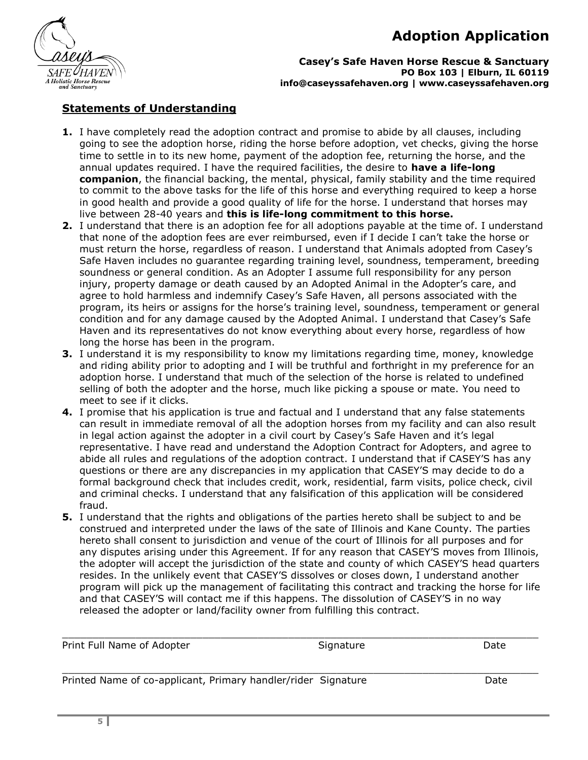# Adoption Application

**Casey's Safe Haven Horse Rescue & Sanctuary**
**PO Box 103 | Elburn, IL 60119**
**info@caseyssafehaven.org | www.caseyssafehaven.org**

## Statements of Understanding

1. I have completely read the adoption contract and promise to abide by all clauses, including going to see the adoption horse, riding the horse before adoption, vet checks, giving the horse time to settle in to its new home, payment of the adoption fee, returning the horse, and the annual updates required. I have the required facilities, the desire to **have a life-long companion**, the financial backing, the mental, physical, family stability and the time required to commit to the above tasks for the life of this horse and everything required to keep a horse in good health and provide a good quality of life for the horse. I understand that horses may live between 28-40 years and **this is life-long commitment to this horse.**
2. I understand that there is an adoption fee for all adoptions payable at the time of. I understand that none of the adoption fees are ever reimbursed, even if I decide I can't take the horse or must return the horse, regardless of reason. I understand that Animals adopted from Casey's Safe Haven includes no guarantee regarding training level, soundness, temperament, breeding soundness or general condition. As an Adopter I assume full responsibility for any person injury, property damage or death caused by an Adopted Animal in the Adopter's care, and agree to hold harmless and indemnify Casey's Safe Haven, all persons associated with the program, its heirs or assigns for the horse's training level, soundness, temperament or general condition and for any damage caused by the Adopted Animal. I understand that Casey's Safe Haven and its representatives do not know everything about every horse, regardless of how long the horse has been in the program.
3. I understand it is my responsibility to know my limitations regarding time, money, knowledge and riding ability prior to adopting and I will be truthful and forthright in my preference for an adoption horse. I understand that much of the selection of the horse is related to undefined selling of both the adopter and the horse, much like picking a spouse or mate. You need to meet to see if it clicks.
4. I promise that his application is true and factual and I understand that any false statements can result in immediate removal of all the adoption horses from my facility and can also result in legal action against the adopter in a civil court by Casey's Safe Haven and it's legal representative. I have read and understand the Adoption Contract for Adopters, and agree to abide all rules and regulations of the adoption contract. I understand that if CASEY'S has any questions or there are any discrepancies in my application that CASEY'S may decide to do a formal background check that includes credit, work, residential, farm visits, police check, civil and criminal checks. I understand that any falsification of this application will be considered fraud.
5. I understand that the rights and obligations of the parties hereto shall be subject to and be construed and interpreted under the laws of the sate of Illinois and Kane County. The parties hereto shall consent to jurisdiction and venue of the court of Illinois for all purposes and for any disputes arising under this Agreement. If for any reason that CASEY'S moves from Illinois, the adopter will accept the jurisdiction of the state and county of which CASEY'S head quarters resides. In the unlikely event that CASEY'S dissolves or closes down, I understand another program will pick up the management of facilitating this contract and tracking the horse for life and that CASEY'S will contact me if this happens. The dissolution of CASEY'S in no way released the adopter or land/facility owner from fulfilling this contract.

\_\_\_\_\_\_\_\_\_\_\_\_\_\_\_\_\_\_\_\_\_\_\_\_\_\_\_\_\_\_\_\_\_\_\_\_\_\_\_\_\_\_\_\_\_\_\_\_\_\_\_\_\_\_\_\_\_\_\_\_\_\_\_\_\_\_\_\_\_\_

Print Full Name of Adopter Signature Date

\_\_\_\_\_\_\_\_\_\_\_\_\_\_\_\_\_\_\_\_\_\_\_\_\_\_\_\_\_\_\_\_\_\_\_\_\_\_\_\_\_\_\_\_\_\_\_\_\_\_\_\_\_\_\_\_\_\_\_\_\_\_\_\_\_\_\_\_\_\_

Printed Name of co-applicant, Primary handler/rider Signature Date